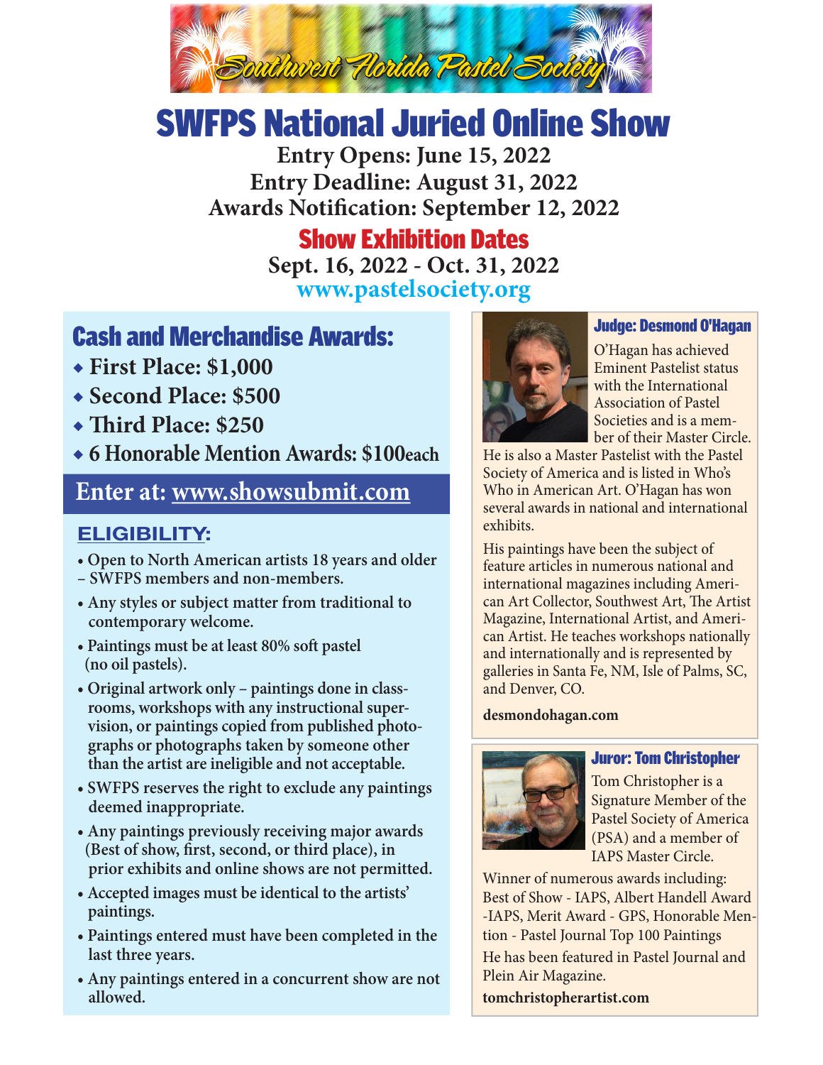Southwest Florida Pastel Society

# SWFPS National Juried Online Show

**Entry Opens: June 15, 2022**
**Entry Deadline: August 31, 2022**
**Awards Notification: September 12, 2022**

## Show Exhibition Dates

**Sept. 16, 2022 - Oct. 31, 2022**

**www.pastelsociety.org**

## Cash and Merchandise Awards:

- **First Place: $1,000**
- **Second Place: $500**
- **Third Place: $250**
- **6 Honorable Mention Awards: $100each**

## Enter at: www.showsubmit.com

### ELIGIBILITY:

- Open to North American artists 18 years and older – SWFPS members and non-members.
- Any styles or subject matter from traditional to contemporary welcome.
- Paintings must be at least 80% soft pastel (no oil pastels).
- Original artwork only – paintings done in classrooms, workshops with any instructional supervision, or paintings copied from published photographs or photographs taken by someone other than the artist are ineligible and not acceptable.
- SWFPS reserves the right to exclude any paintings deemed inappropriate.
- Any paintings previously receiving major awards (Best of show, first, second, or third place), in prior exhibits and online shows are not permitted.
- Accepted images must be identical to the artists' paintings.
- Paintings entered must have been completed in the last three years.
- Any paintings entered in a concurrent show are not allowed.

### Judge: Desmond O'Hagan

O'Hagan has achieved Eminent Pastelist status with the International Association of Pastel Societies and is a member of their Master Circle. He is also a Master Pastelist with the Pastel Society of America and is listed in Who's Who in American Art. O'Hagan has won several awards in national and international exhibits.

His paintings have been the subject of feature articles in numerous national and international magazines including American Art Collector, Southwest Art, The Artist Magazine, International Artist, and American Artist. He teaches workshops nationally and internationally and is represented by galleries in Santa Fe, NM, Isle of Palms, SC, and Denver, CO.

**desmondohagan.com**

### Juror: Tom Christopher

Tom Christopher is a Signature Member of the Pastel Society of America (PSA) and a member of IAPS Master Circle.

Winner of numerous awards including: Best of Show - IAPS, Albert Handell Award -IAPS, Merit Award - GPS, Honorable Mention - Pastel Journal Top 100 Paintings

He has been featured in Pastel Journal and Plein Air Magazine.

**tomchristopherartist.com**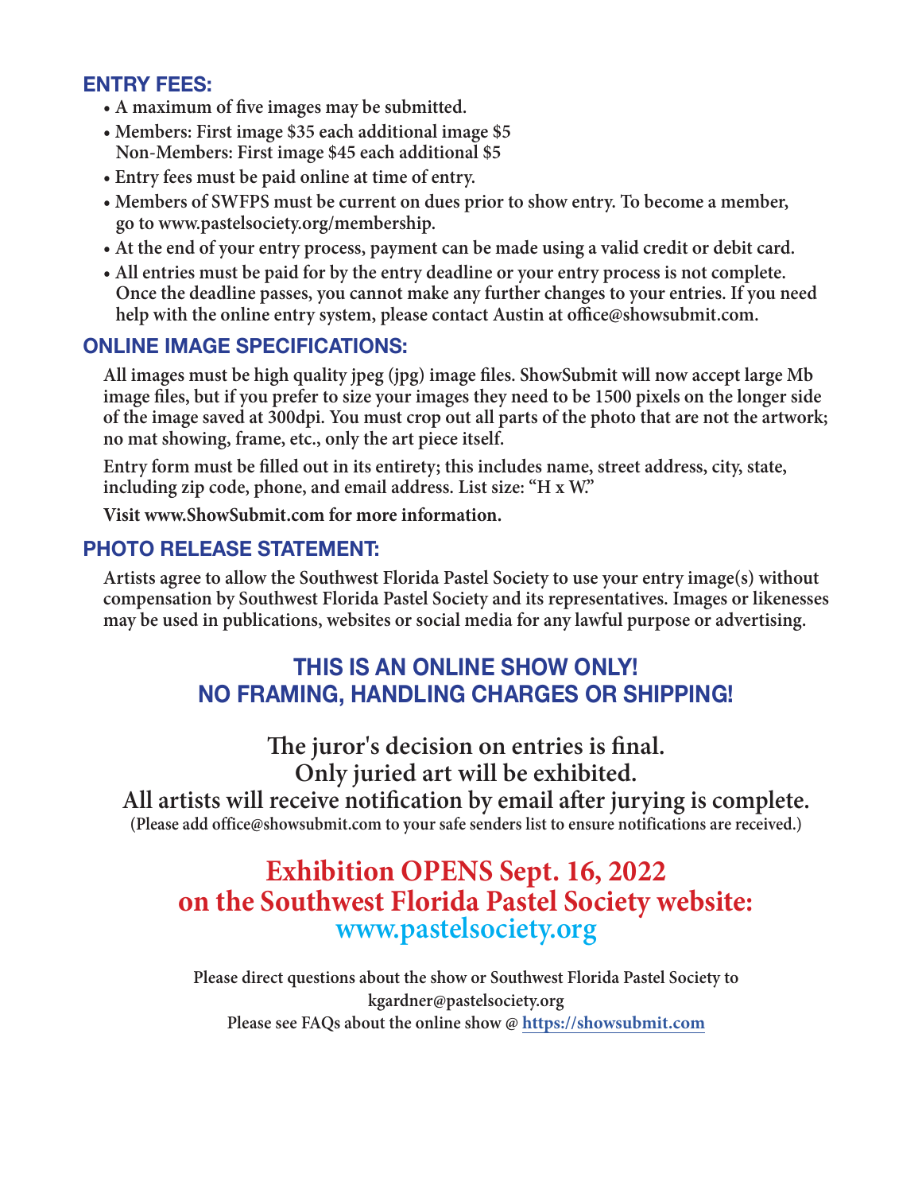## ENTRY FEES:

- A maximum of five images may be submitted.
- Members: First image $35 each additional image $5
  Non-Members: First image $45 each additional $5
- Entry fees must be paid online at time of entry.
- Members of SWFPS must be current on dues prior to show entry. To become a member, go to www.pastelsociety.org/membership.
- At the end of your entry process, payment can be made using a valid credit or debit card.
- All entries must be paid for by the entry deadline or your entry process is not complete. Once the deadline passes, you cannot make any further changes to your entries. If you need help with the online entry system, please contact Austin at office@showsubmit.com.

## ONLINE IMAGE SPECIFICATIONS:

All images must be high quality jpeg (jpg) image files. ShowSubmit will now accept large Mb image files, but if you prefer to size your images they need to be 1500 pixels on the longer side of the image saved at 300dpi. You must crop out all parts of the photo that are not the artwork; no mat showing, frame, etc., only the art piece itself.

Entry form must be filled out in its entirety; this includes name, street address, city, state, including zip code, phone, and email address. List size: "H x W."

Visit www.ShowSubmit.com for more information.

## PHOTO RELEASE STATEMENT:

Artists agree to allow the Southwest Florida Pastel Society to use your entry image(s) without compensation by Southwest Florida Pastel Society and its representatives. Images or likenesses may be used in publications, websites or social media for any lawful purpose or advertising.

## THIS IS AN ONLINE SHOW ONLY!
## NO FRAMING, HANDLING CHARGES OR SHIPPING!

**The juror's decision on entries is final.**
**Only juried art will be exhibited.**
**All artists will receive notification by email after jurying is complete.**
(Please add office@showsubmit.com to your safe senders list to ensure notifications are received.)

## Exhibition OPENS Sept. 16, 2022
## on the Southwest Florida Pastel Society website:
## www.pastelsociety.org

Please direct questions about the show or Southwest Florida Pastel Society to kgardner@pastelsociety.org

Please see FAQs about the online show @ [https://showsubmit.com](https://showsubmit.com)